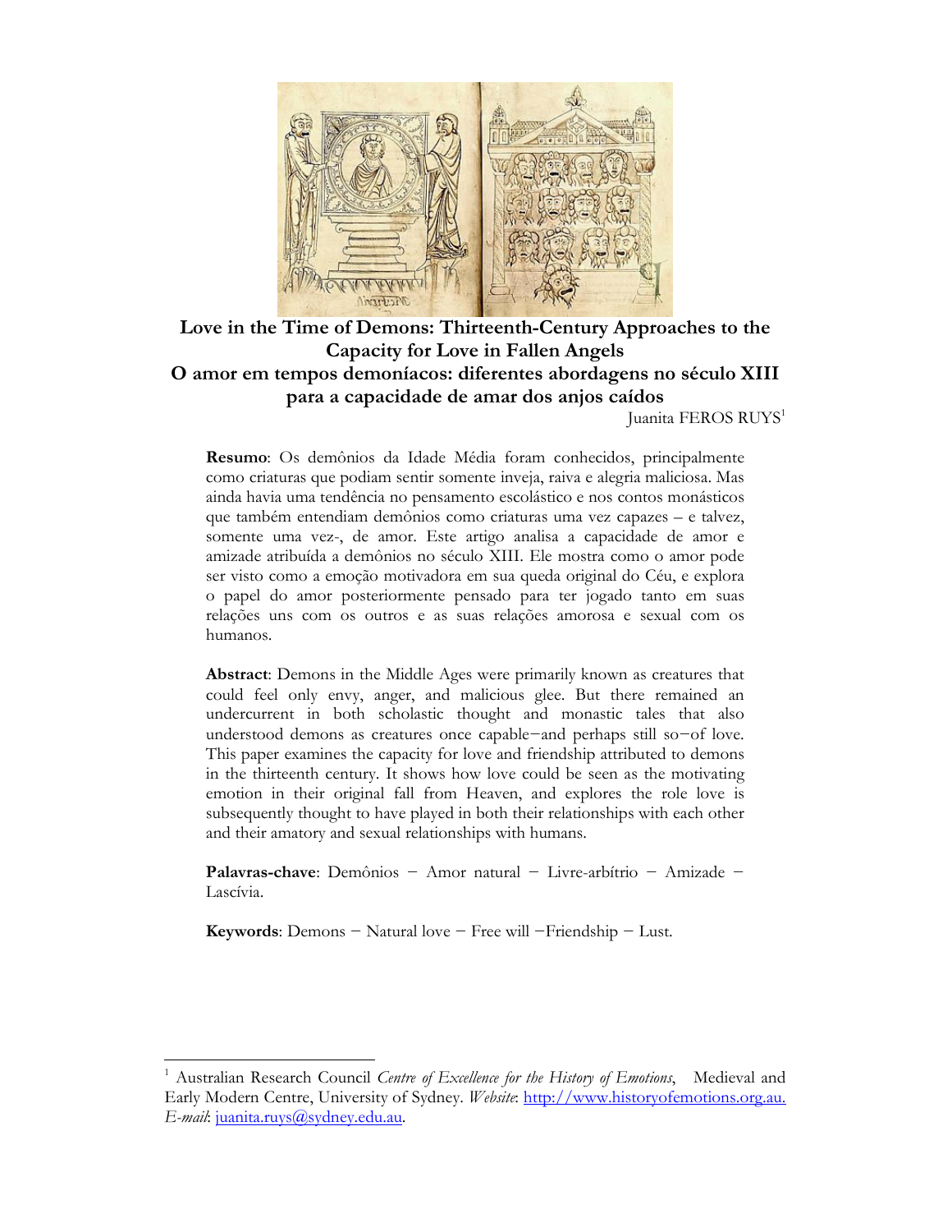# Love in the Time of Demons: Thirteenth-Century Approaches to the Capacity for Love in Fallen Angels

# O amor em tempos demoníacos: diferentes abordagens no século XIII para a capacidade de amar dos anjos caídos

Juanita FEROS RUYS[1]

**Resumo**: Os demônios da Idade Média foram conhecidos, principalmente como criaturas que podiam sentir somente inveja, raiva e alegria maliciosa. Mas ainda havia uma tendência no pensamento escolástico e nos contos monásticos que também entendiam demônios como criaturas uma vez capazes – e talvez, somente uma vez-, de amor. Este artigo analisa a capacidade de amor e amizade atribuída a demônios no século XIII. Ele mostra como o amor pode ser visto como a emoção motivadora em sua queda original do Céu, e explora o papel do amor posteriormente pensado para ter jogado tanto em suas relações uns com os outros e as suas relações amorosa e sexual com os humanos.

**Abstract**: Demons in the Middle Ages were primarily known as creatures that could feel only envy, anger, and malicious glee. But there remained an undercurrent in both scholastic thought and monastic tales that also understood demons as creatures once capable−and perhaps still so−of love. This paper examines the capacity for love and friendship attributed to demons in the thirteenth century. It shows how love could be seen as the motivating emotion in their original fall from Heaven, and explores the role love is subsequently thought to have played in both their relationships with each other and their amatory and sexual relationships with humans.

**Palavras-chave**: Demônios − Amor natural − Livre-arbítrio − Amizade − Lascívia.

**Keywords**: Demons − Natural love − Free will −Friendship − Lust.

---

[1] Australian Research Council *Centre of Excellence for the History of Emotions*, Medieval and Early Modern Centre, University of Sydney. *Website*: http://www.historyofemotions.org.au. *E-mail*: juanita.ruys@sydney.edu.au.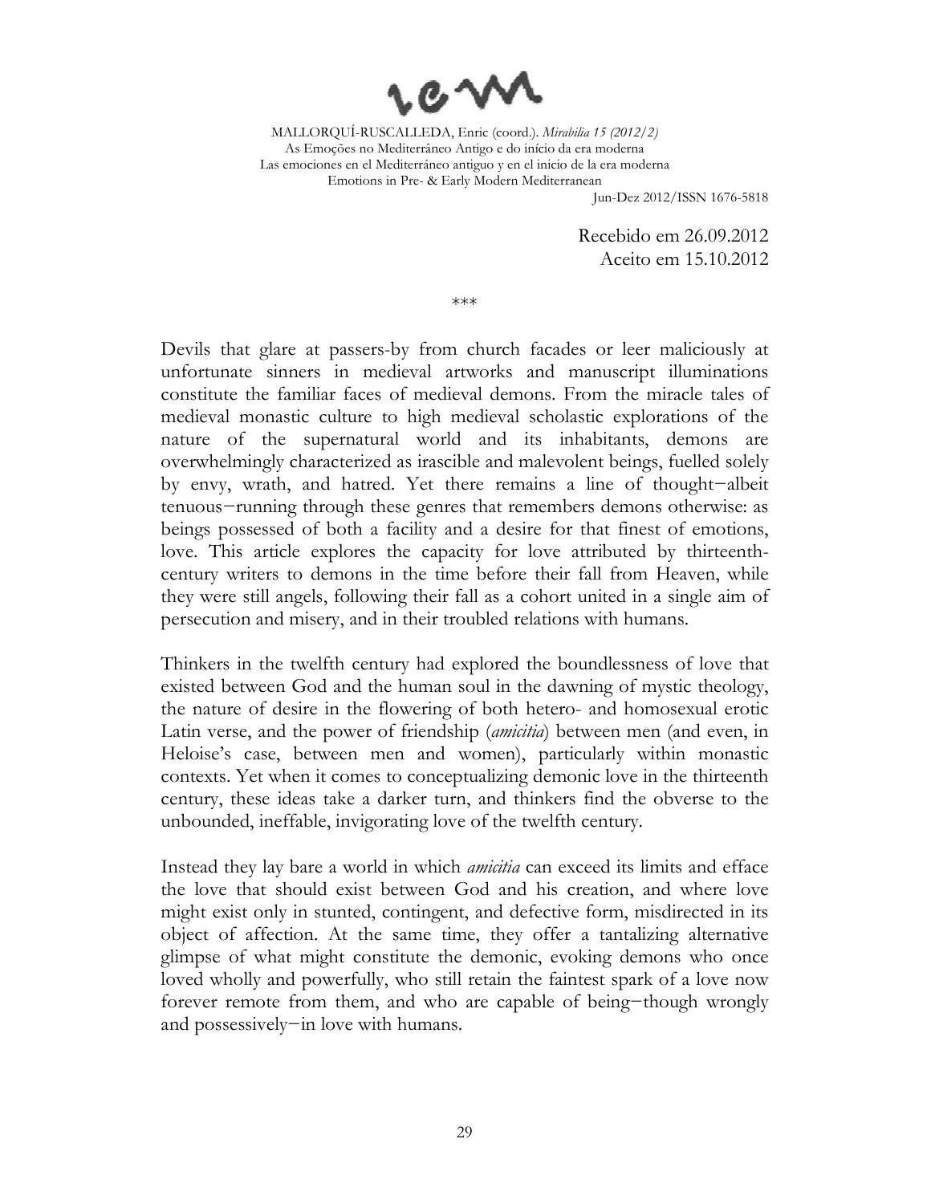Recebido em 26.09.2012
Aceito em 15.10.2012

\*\*\*

Devils that glare at passers-by from church facades or leer maliciously at unfortunate sinners in medieval artworks and manuscript illuminations constitute the familiar faces of medieval demons. From the miracle tales of medieval monastic culture to high medieval scholastic explorations of the nature of the supernatural world and its inhabitants, demons are overwhelmingly characterized as irascible and malevolent beings, fuelled solely by envy, wrath, and hatred. Yet there remains a line of thought—albeit tenuous—running through these genres that remembers demons otherwise: as beings possessed of both a facility and a desire for that finest of emotions, love. This article explores the capacity for love attributed by thirteenth-century writers to demons in the time before their fall from Heaven, while they were still angels, following their fall as a cohort united in a single aim of persecution and misery, and in their troubled relations with humans.

Thinkers in the twelfth century had explored the boundlessness of love that existed between God and the human soul in the dawning of mystic theology, the nature of desire in the flowering of both hetero- and homosexual erotic Latin verse, and the power of friendship (*amicitia*) between men (and even, in Heloise's case, between men and women), particularly within monastic contexts. Yet when it comes to conceptualizing demonic love in the thirteenth century, these ideas take a darker turn, and thinkers find the obverse to the unbounded, ineffable, invigorating love of the twelfth century.

Instead they lay bare a world in which *amicitia* can exceed its limits and efface the love that should exist between God and his creation, and where love might exist only in stunted, contingent, and defective form, misdirected in its object of affection. At the same time, they offer a tantalizing alternative glimpse of what might constitute the demonic, evoking demons who once loved wholly and powerfully, who still retain the faintest spark of a love now forever remote from them, and who are capable of being—though wrongly and possessively—in love with humans.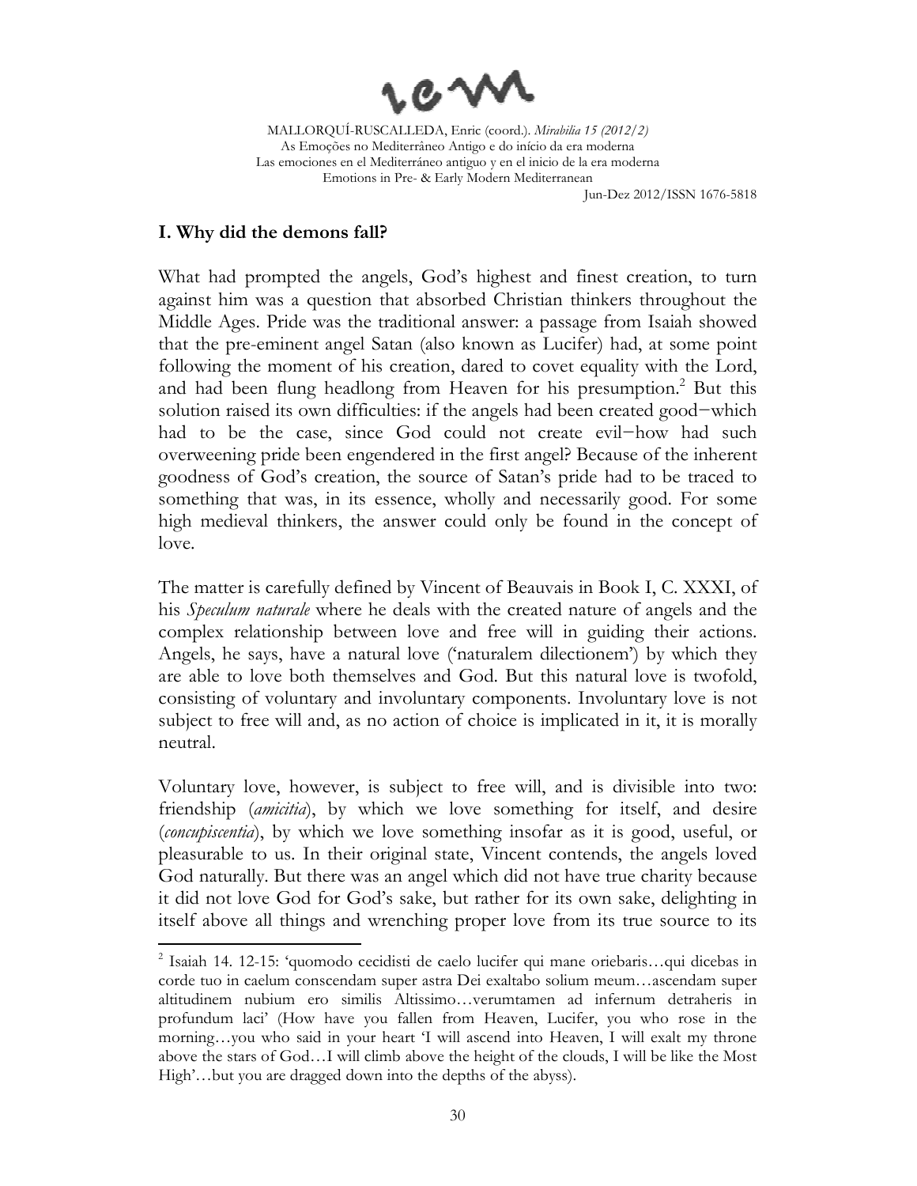## I. Why did the demons fall?

What had prompted the angels, God's highest and finest creation, to turn against him was a question that absorbed Christian thinkers throughout the Middle Ages. Pride was the traditional answer: a passage from Isaiah showed that the pre-eminent angel Satan (also known as Lucifer) had, at some point following the moment of his creation, dared to covet equality with the Lord, and had been flung headlong from Heaven for his presumption.[2] But this solution raised its own difficulties: if the angels had been created good–which had to be the case, since God could not create evil–how had such overweening pride been engendered in the first angel? Because of the inherent goodness of God's creation, the source of Satan's pride had to be traced to something that was, in its essence, wholly and necessarily good. For some high medieval thinkers, the answer could only be found in the concept of love.

The matter is carefully defined by Vincent of Beauvais in Book I, C. XXXI, of his *Speculum naturale* where he deals with the created nature of angels and the complex relationship between love and free will in guiding their actions. Angels, he says, have a natural love ('naturalem dilectionem') by which they are able to love both themselves and God. But this natural love is twofold, consisting of voluntary and involuntary components. Involuntary love is not subject to free will and, as no action of choice is implicated in it, it is morally neutral.

Voluntary love, however, is subject to free will, and is divisible into two: friendship (*amicitia*), by which we love something for itself, and desire (*concupiscentia*), by which we love something insofar as it is good, useful, or pleasurable to us. In their original state, Vincent contends, the angels loved God naturally. But there was an angel which did not have true charity because it did not love God for God's sake, but rather for its own sake, delighting in itself above all things and wrenching proper love from its true source to its

---

[2] Isaiah 14. 12-15: 'quomodo cecidisti de caelo lucifer qui mane oriebaris…qui dicebas in corde tuo in caelum conscendam super astra Dei exaltabo solium meum…ascendam super altitudinem nubium ero similis Altissimo…verumtamen ad infernum detraheris in profundum laci' (How have you fallen from Heaven, Lucifer, you who rose in the morning…you who said in your heart 'I will ascend into Heaven, I will exalt my throne above the stars of God…I will climb above the height of the clouds, I will be like the Most High'…but you are dragged down into the depths of the abyss).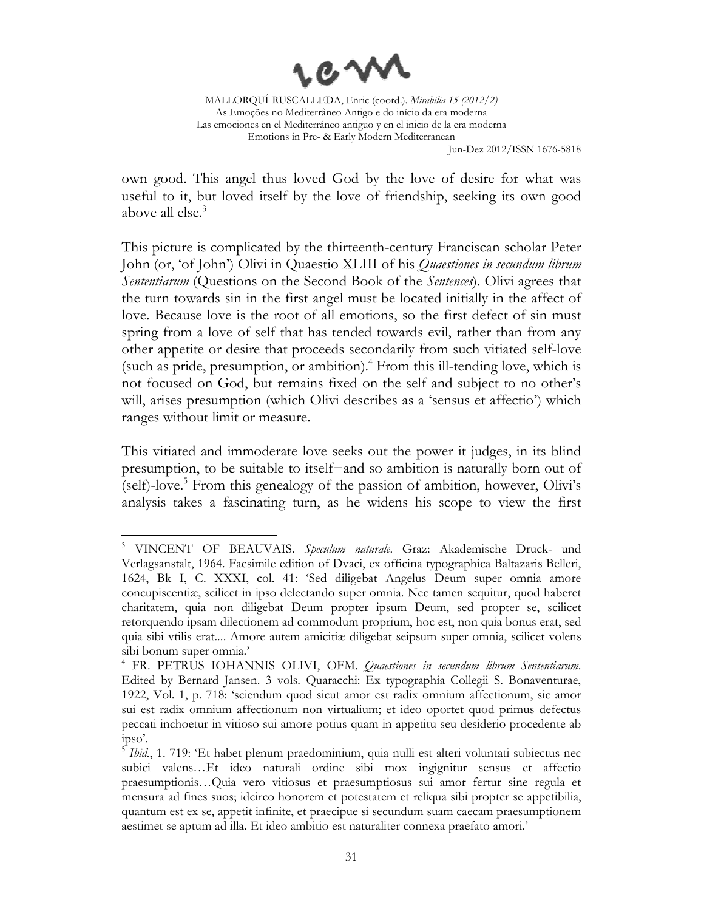own good. This angel thus loved God by the love of desire for what was useful to it, but loved itself by the love of friendship, seeking its own good above all else.[3]

This picture is complicated by the thirteenth-century Franciscan scholar Peter John (or, 'of John') Olivi in Quaestio XLIII of his *Quaestiones in secundum librum Sententiarum* (Questions on the Second Book of the *Sentences*). Olivi agrees that the turn towards sin in the first angel must be located initially in the affect of love. Because love is the root of all emotions, so the first defect of sin must spring from a love of self that has tended towards evil, rather than from any other appetite or desire that proceeds secondarily from such vitiated self-love (such as pride, presumption, or ambition).[4] From this ill-tending love, which is not focused on God, but remains fixed on the self and subject to no other's will, arises presumption (which Olivi describes as a 'sensus et affectio') which ranges without limit or measure.

This vitiated and immoderate love seeks out the power it judges, in its blind presumption, to be suitable to itself–and so ambition is naturally born out of (self)-love.[5] From this genealogy of the passion of ambition, however, Olivi's analysis takes a fascinating turn, as he widens his scope to view the first

---

[3] VINCENT OF BEAUVAIS. *Speculum naturale*. Graz: Akademische Druck- und Verlagsanstalt, 1964. Facsimile edition of Dvaci, ex officina typographica Baltazaris Belleri, 1624, Bk I, C. XXXI, col. 41: 'Sed diligebat Angelus Deum super omnia amore concupiscentiæ, scilicet in ipso delectando super omnia. Nec tamen sequitur, quod haberet charitatem, quia non diligebat Deum propter ipsum Deum, sed propter se, scilicet retorquendo ipsam dilectionem ad commodum proprium, hoc est, non quia bonus erat, sed quia sibi vtilis erat.... Amore autem amicitiæ diligebat seipsum super omnia, scilicet volens sibi bonum super omnia.'

[4] FR. PETRUS IOHANNIS OLIVI, OFM. *Quaestiones in secundum librum Sententiarum*. Edited by Bernard Jansen. 3 vols. Quaracchi: Ex typographia Collegii S. Bonaventurae, 1922, Vol. 1, p. 718: 'sciendum quod sicut amor est radix omnium affectionum, sic amor sui est radix omnium affectionum non virtualium; et ideo oportet quod primus defectus peccati inchoetur in vitioso sui amore potius quam in appetitu seu desiderio procedente ab ipso'.

[5] *Ibid.*, 1. 719: 'Et habet plenum praedominium, quia nulli est alteri voluntati subiectus nec subici valens…Et ideo naturali ordine sibi mox ingignitur sensus et affectio praesumptionis…Quia vero vitiosus et praesumptiosus sui amor fertur sine regula et mensura ad fines suos; idcirco honorem et potestatem et reliqua sibi propter se appetibilia, quantum est ex se, appetit infinite, et praecipue si secundum suam caecam praesumptionem aestimet se aptum ad illa. Et ideo ambitio est naturaliter connexa praefato amori.'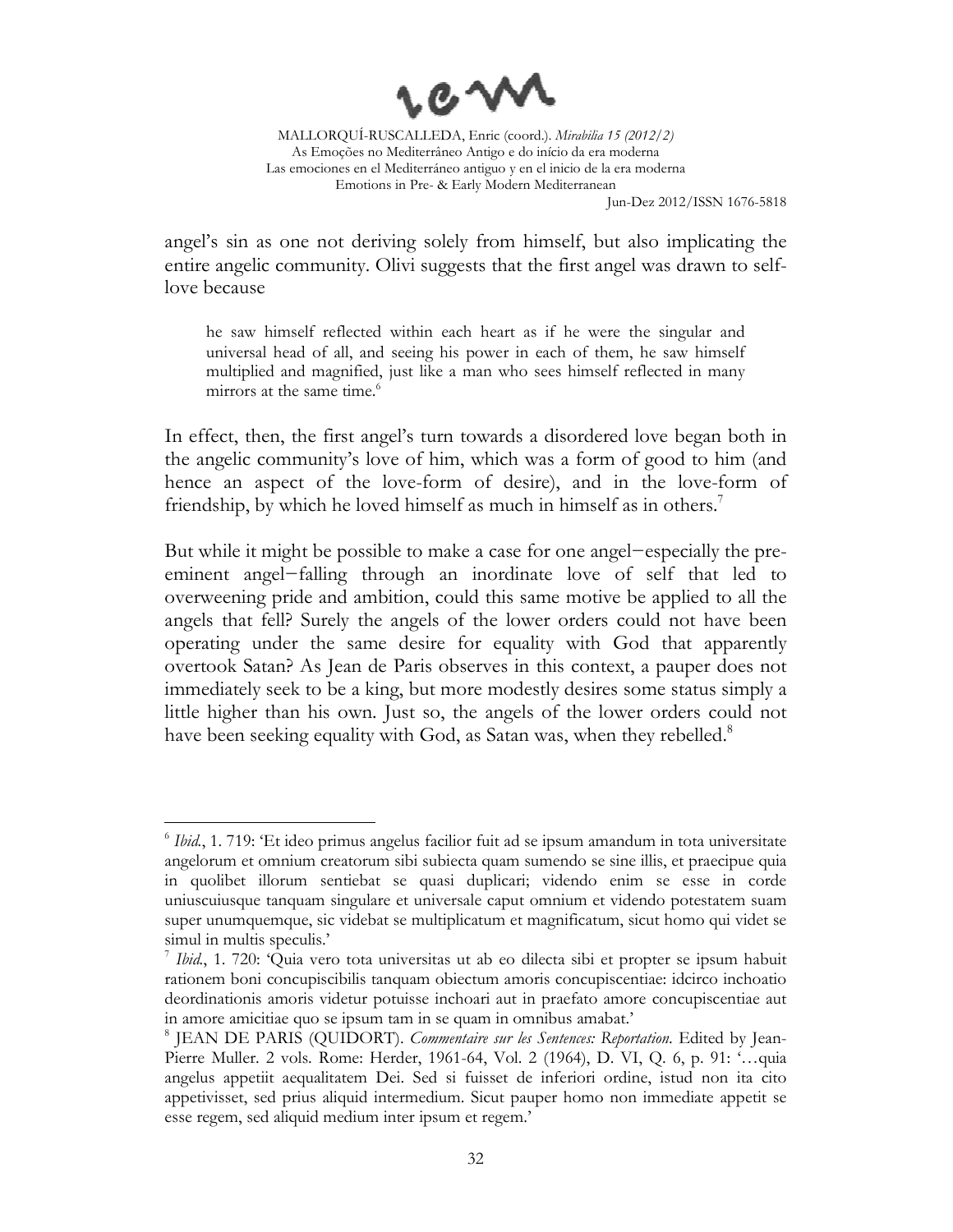angel's sin as one not deriving solely from himself, but also implicating the entire angelic community. Olivi suggests that the first angel was drawn to self-love because

> he saw himself reflected within each heart as if he were the singular and universal head of all, and seeing his power in each of them, he saw himself multiplied and magnified, just like a man who sees himself reflected in many mirrors at the same time.[6]

In effect, then, the first angel's turn towards a disordered love began both in the angelic community's love of him, which was a form of good to him (and hence an aspect of the love-form of desire), and in the love-form of friendship, by which he loved himself as much in himself as in others.[7]

But while it might be possible to make a case for one angel−especially the pre-eminent angel−falling through an inordinate love of self that led to overweening pride and ambition, could this same motive be applied to all the angels that fell? Surely the angels of the lower orders could not have been operating under the same desire for equality with God that apparently overtook Satan? As Jean de Paris observes in this context, a pauper does not immediately seek to be a king, but more modestly desires some status simply a little higher than his own. Just so, the angels of the lower orders could not have been seeking equality with God, as Satan was, when they rebelled.[8]

---

[6] *Ibid.*, 1. 719: 'Et ideo primus angelus facilior fuit ad se ipsum amandum in tota universitate angelorum et omnium creatorum sibi subiecta quam sumendo se sine illis, et praecipue quia in quolibet illorum sentiebat se quasi duplicari; videndo enim se esse in corde uniuscuiusque tanquam singulare et universale caput omnium et videndo potestatem suam super unumquemque, sic videbat se multiplicatum et magnificatum, sicut homo qui videt se simul in multis speculis.'

[7] *Ibid.*, 1. 720: 'Quia vero tota universitas ut ab eo dilecta sibi et propter se ipsum habuit rationem boni concupiscibilis tanquam obiectum amoris concupiscentiae: idcirco inchoatio deordinationis amoris videtur potuisse inchoari aut in praefato amore concupiscentiae aut in amore amicitiae quo se ipsum tam in se quam in omnibus amabat.'

[8] JEAN DE PARIS (QUIDORT). *Commentaire sur les Sentences: Reportation.* Edited by Jean-Pierre Muller. 2 vols. Rome: Herder, 1961-64, Vol. 2 (1964), D. VI, Q. 6, p. 91: '…quia angelus appetiit aequalitatem Dei. Sed si fuisset de inferiori ordine, istud non ita cito appetivisset, sed prius aliquid intermedium. Sicut pauper homo non immediate appetit se esse regem, sed aliquid medium inter ipsum et regem.'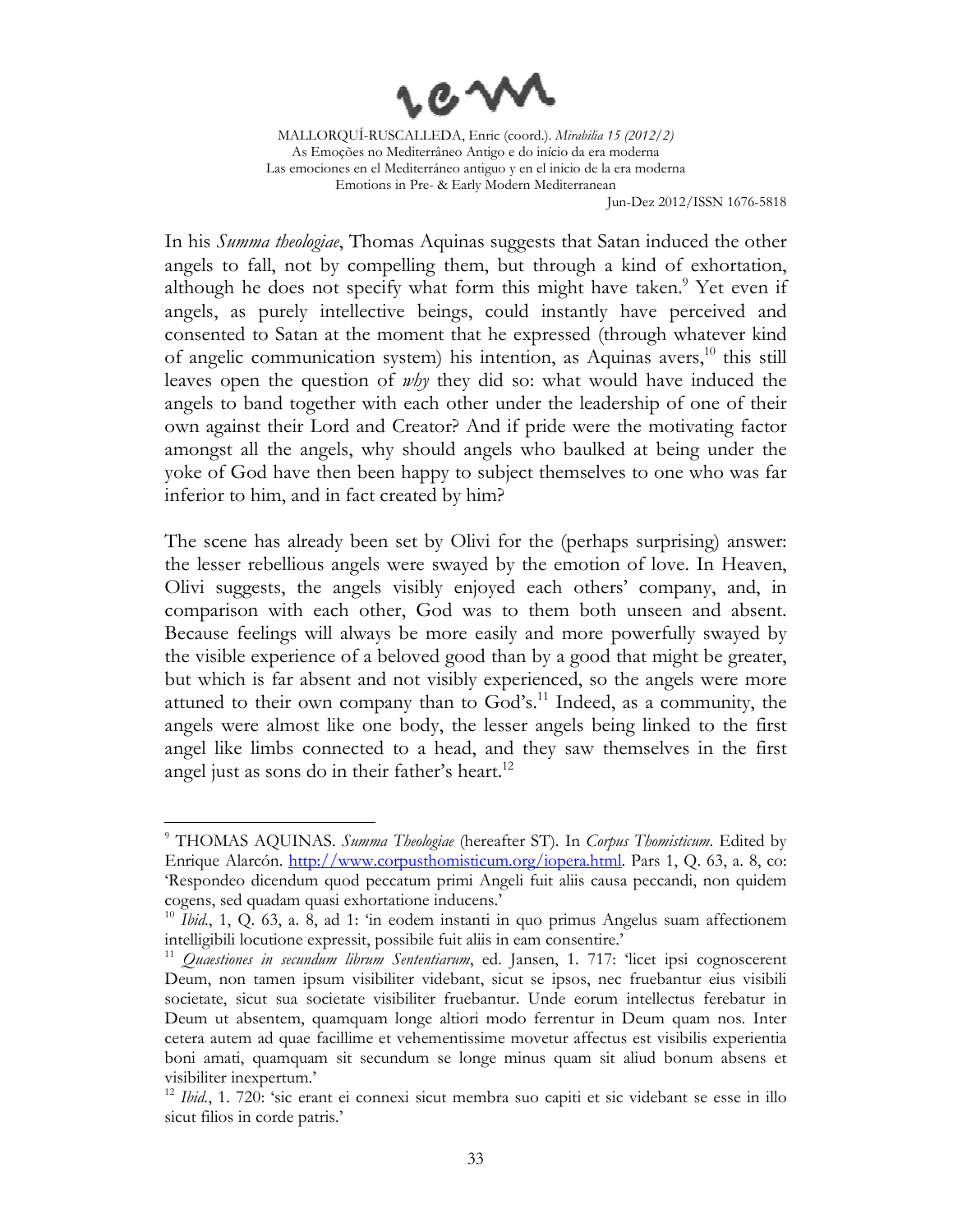In his *Summa theologiae*, Thomas Aquinas suggests that Satan induced the other angels to fall, not by compelling them, but through a kind of exhortation, although he does not specify what form this might have taken.[9] Yet even if angels, as purely intellective beings, could instantly have perceived and consented to Satan at the moment that he expressed (through whatever kind of angelic communication system) his intention, as Aquinas avers,[10] this still leaves open the question of *why* they did so: what would have induced the angels to band together with each other under the leadership of one of their own against their Lord and Creator? And if pride were the motivating factor amongst all the angels, why should angels who baulked at being under the yoke of God have then been happy to subject themselves to one who was far inferior to him, and in fact created by him?

The scene has already been set by Olivi for the (perhaps surprising) answer: the lesser rebellious angels were swayed by the emotion of love. In Heaven, Olivi suggests, the angels visibly enjoyed each others' company, and, in comparison with each other, God was to them both unseen and absent. Because feelings will always be more easily and more powerfully swayed by the visible experience of a beloved good than by a good that might be greater, but which is far absent and not visibly experienced, so the angels were more attuned to their own company than to God's.[11] Indeed, as a community, the angels were almost like one body, the lesser angels being linked to the first angel like limbs connected to a head, and they saw themselves in the first angel just as sons do in their father's heart.[12]

---

[9] THOMAS AQUINAS. *Summa Theologiae* (hereafter ST). In *Corpus Thomisticum*. Edited by Enrique Alarcón. http://www.corpusthomisticum.org/iopera.html. Pars 1, Q. 63, a. 8, co: 'Respondeo dicendum quod peccatum primi Angeli fuit aliis causa peccandi, non quidem cogens, sed quadam quasi exhortatione inducens.'

[10] *Ibid*., 1, Q. 63, a. 8, ad 1: 'in eodem instanti in quo primus Angelus suam affectionem intelligibili locutione expressit, possibile fuit aliis in eam consentire.'

[11] *Quaestiones in secundum librum Sententiarum*, ed. Jansen, 1. 717: 'licet ipsi cognoscerent Deum, non tamen ipsum visibiliter videbant, sicut se ipsos, nec fruebantur eius visibili societate, sicut sua societate visibiliter fruebantur. Unde eorum intellectus ferebatur in Deum ut absentem, quamquam longe altiori modo ferrentur in Deum quam nos. Inter cetera autem ad quae facillime et vehementissime movetur affectus est visibilis experientia boni amati, quamquam sit secundum se longe minus quam sit aliud bonum absens et visibiliter inexpertum.'

[12] *Ibid*., 1. 720: 'sic erant ei connexi sicut membra suo capiti et sic videbant se esse in illo sicut filios in corde patris.'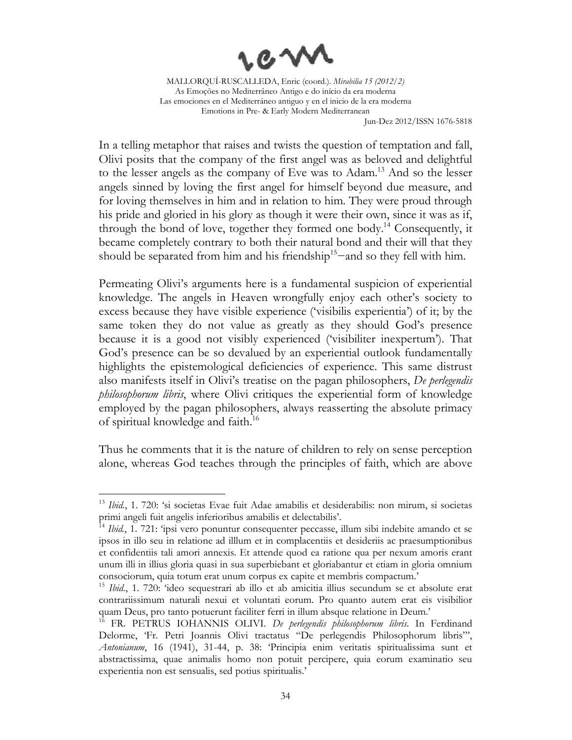In a telling metaphor that raises and twists the question of temptation and fall, Olivi posits that the company of the first angel was as beloved and delightful to the lesser angels as the company of Eve was to Adam.[13] And so the lesser angels sinned by loving the first angel for himself beyond due measure, and for loving themselves in him and in relation to him. They were proud through his pride and gloried in his glory as though it were their own, since it was as if, through the bond of love, together they formed one body.[14] Consequently, it became completely contrary to both their natural bond and their will that they should be separated from him and his friendship[15]—and so they fell with him.

Permeating Olivi's arguments here is a fundamental suspicion of experiential knowledge. The angels in Heaven wrongfully enjoy each other's society to excess because they have visible experience ('visibilis experientia') of it; by the same token they do not value as greatly as they should God's presence because it is a good not visibly experienced ('visibiliter inexpertum'). That God's presence can be so devalued by an experiential outlook fundamentally highlights the epistemological deficiencies of experience. This same distrust also manifests itself in Olivi's treatise on the pagan philosophers, *De perlegendis philosophorum libris*, where Olivi critiques the experiential form of knowledge employed by the pagan philosophers, always reasserting the absolute primacy of spiritual knowledge and faith.[16]

Thus he comments that it is the nature of children to rely on sense perception alone, whereas God teaches through the principles of faith, which are above

---

[13] *Ibid.*, 1. 720: 'si societas Evae fuit Adae amabilis et desiderabilis: non mirum, si societas primi angeli fuit angelis inferioribus amabilis et delectabilis'.

[14] *Ibid.*, 1. 721: 'ipsi vero ponuntur consequenter peccasse, illum sibi indebite amando et se ipsos in illo seu in relatione ad illlum et in complacentiis et desideriis ac praesumptionibus et confidentiis tali amori annexis. Et attende quod ea ratione qua per nexum amoris erant unum illi in illius gloria quasi in sua superbiebant et gloriabantur et etiam in gloria omnium consociorum, quia totum erat unum corpus ex capite et membris compactum.'

[15] *Ibid.*, 1. 720: 'ideo sequestrari ab illo et ab amicitia illius secundum se et absolute erat contrariissimum naturali nexui et voluntati eorum. Pro quanto autem erat eis visibilior quam Deus, pro tanto potuerunt faciliter ferri in illum absque relatione in Deum.'

[16] FR. PETRUS IOHANNIS OLIVI. *De perlegendis philosophorum libris*. In Ferdinand Delorme, 'Fr. Petri Joannis Olivi tractatus "De perlegendis Philosophorum libris"', *Antonianum*, 16 (1941), 31-44, p. 38: 'Principia enim veritatis spiritualissima sunt et abstractissima, quae animalis homo non potuit percipere, quia eorum examinatio seu experientia non est sensualis, sed potius spiritualis.'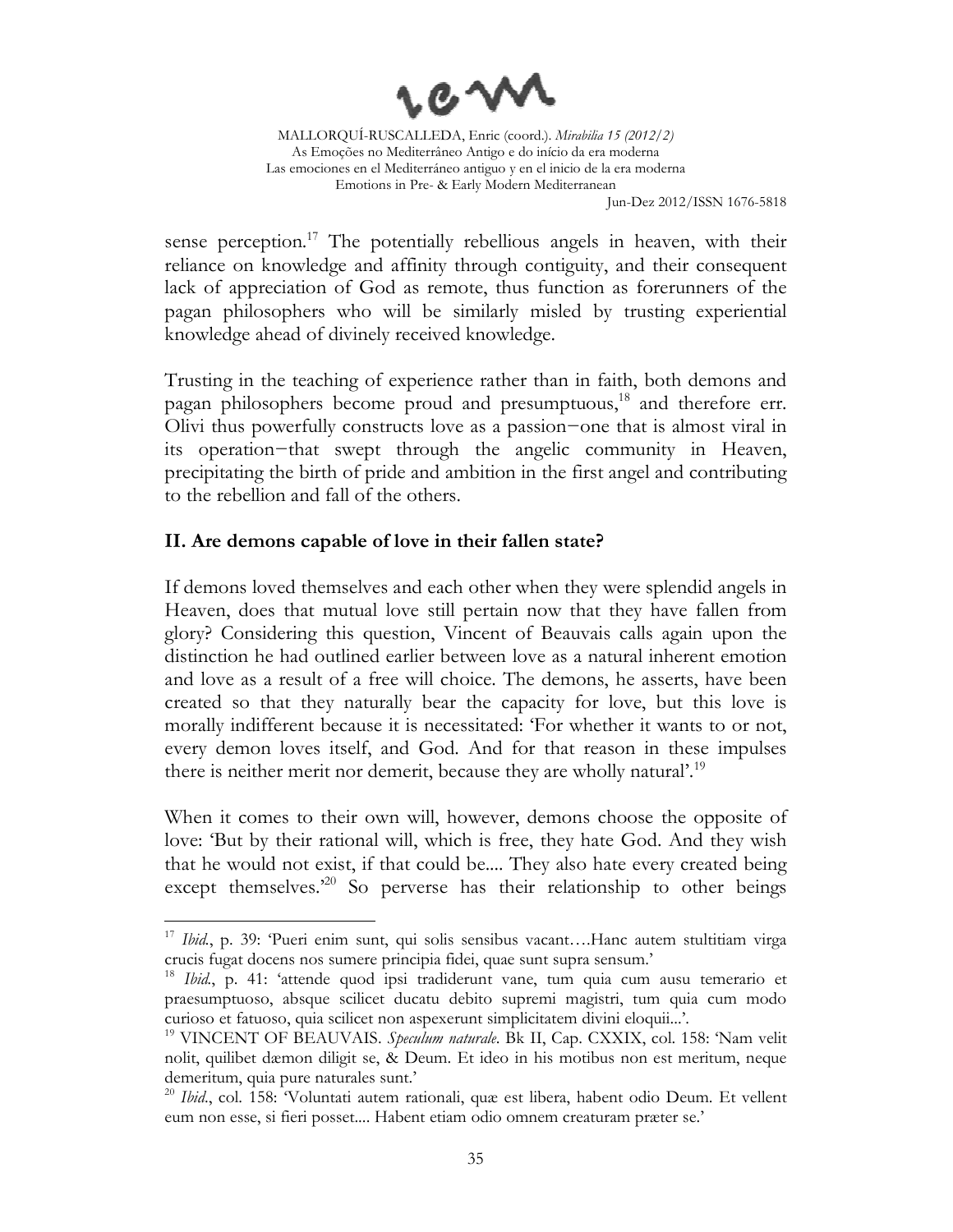sense perception.[17] The potentially rebellious angels in heaven, with their reliance on knowledge and affinity through contiguity, and their consequent lack of appreciation of God as remote, thus function as forerunners of the pagan philosophers who will be similarly misled by trusting experiential knowledge ahead of divinely received knowledge.

Trusting in the teaching of experience rather than in faith, both demons and pagan philosophers become proud and presumptuous,[18] and therefore err. Olivi thus powerfully constructs love as a passion−one that is almost viral in its operation−that swept through the angelic community in Heaven, precipitating the birth of pride and ambition in the first angel and contributing to the rebellion and fall of the others.

## II. Are demons capable of love in their fallen state?

If demons loved themselves and each other when they were splendid angels in Heaven, does that mutual love still pertain now that they have fallen from glory? Considering this question, Vincent of Beauvais calls again upon the distinction he had outlined earlier between love as a natural inherent emotion and love as a result of a free will choice. The demons, he asserts, have been created so that they naturally bear the capacity for love, but this love is morally indifferent because it is necessitated: 'For whether it wants to or not, every demon loves itself, and God. And for that reason in these impulses there is neither merit nor demerit, because they are wholly natural'.[19]

When it comes to their own will, however, demons choose the opposite of love: 'But by their rational will, which is free, they hate God. And they wish that he would not exist, if that could be.... They also hate every created being except themselves.'[20] So perverse has their relationship to other beings

---

[17] *Ibid.*, p. 39: 'Pueri enim sunt, qui solis sensibus vacant….Hanc autem stultitiam virga crucis fugat docens nos sumere principia fidei, quae sunt supra sensum.'

[18] *Ibid.*, p. 41: 'attende quod ipsi tradiderunt vane, tum quia cum ausu temerario et praesumptuoso, absque scilicet ducatu debito supremi magistri, tum quia cum modo curioso et fatuoso, quia scilicet non aspexerunt simplicitatem divini eloquii...'.

[19] VINCENT OF BEAUVAIS. *Speculum naturale*. Bk II, Cap. CXXIX, col. 158: 'Nam velit nolit, quilibet dæmon diligit se, & Deum. Et ideo in his motibus non est meritum, neque demeritum, quia pure naturales sunt.'

[20] *Ibid.*, col. 158: 'Voluntati autem rationali, quæ est libera, habent odio Deum. Et vellent eum non esse, si fieri posset.... Habent etiam odio omnem creaturam præter se.'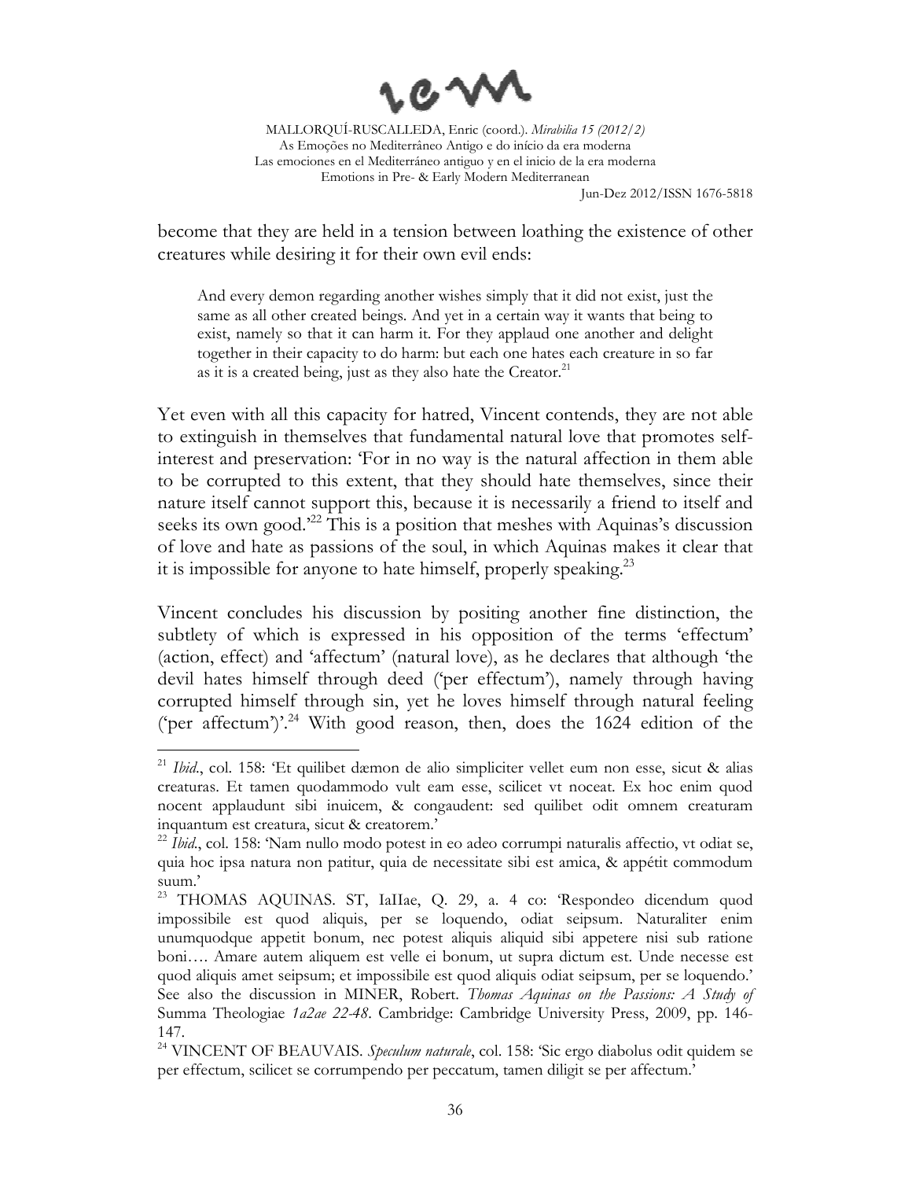become that they are held in a tension between loathing the existence of other creatures while desiring it for their own evil ends:

> And every demon regarding another wishes simply that it did not exist, just the same as all other created beings. And yet in a certain way it wants that being to exist, namely so that it can harm it. For they applaud one another and delight together in their capacity to do harm: but each one hates each creature in so far as it is a created being, just as they also hate the Creator.[21]

Yet even with all this capacity for hatred, Vincent contends, they are not able to extinguish in themselves that fundamental natural love that promotes self-interest and preservation: 'For in no way is the natural affection in them able to be corrupted to this extent, that they should hate themselves, since their nature itself cannot support this, because it is necessarily a friend to itself and seeks its own good.'[22] This is a position that meshes with Aquinas's discussion of love and hate as passions of the soul, in which Aquinas makes it clear that it is impossible for anyone to hate himself, properly speaking.[23]

Vincent concludes his discussion by positing another fine distinction, the subtlety of which is expressed in his opposition of the terms 'effectum' (action, effect) and 'affectum' (natural love), as he declares that although 'the devil hates himself through deed ('per effectum'), namely through having corrupted himself through sin, yet he loves himself through natural feeling ('per affectum')'.[24] With good reason, then, does the 1624 edition of the

---

[21] *Ibid.*, col. 158: 'Et quilibet dæmon de alio simpliciter vellet eum non esse, sicut & alias creaturas. Et tamen quodammodo vult eam esse, scilicet vt noceat. Ex hoc enim quod nocent applaudunt sibi inuicem, & congaudent: sed quilibet odit omnem creaturam inquantum est creatura, sicut & creatorem.'

[22] *Ibid.*, col. 158: 'Nam nullo modo potest in eo adeo corrumpi naturalis affectio, vt odiat se, quia hoc ipsa natura non patitur, quia de necessitate sibi est amica, & appétit commodum suum.'

[23] THOMAS AQUINAS. ST, IaIIae, Q. 29, a. 4 co: 'Respondeo dicendum quod impossibile est quod aliquis, per se loquendo, odiat seipsum. Naturaliter enim unumquodque appetit bonum, nec potest aliquis aliquid sibi appetere nisi sub ratione boni…. Amare autem aliquem est velle ei bonum, ut supra dictum est. Unde necesse est quod aliquis amet seipsum; et impossibile est quod aliquis odiat seipsum, per se loquendo.' See also the discussion in MINER, Robert. *Thomas Aquinas on the Passions: A Study of* Summa Theologiae *1a2ae 22-48*. Cambridge: Cambridge University Press, 2009, pp. 146-147.

[24] VINCENT OF BEAUVAIS. *Speculum naturale*, col. 158: 'Sic ergo diabolus odit quidem se per effectum, scilicet se corrumpendo per peccatum, tamen diligit se per affectum.'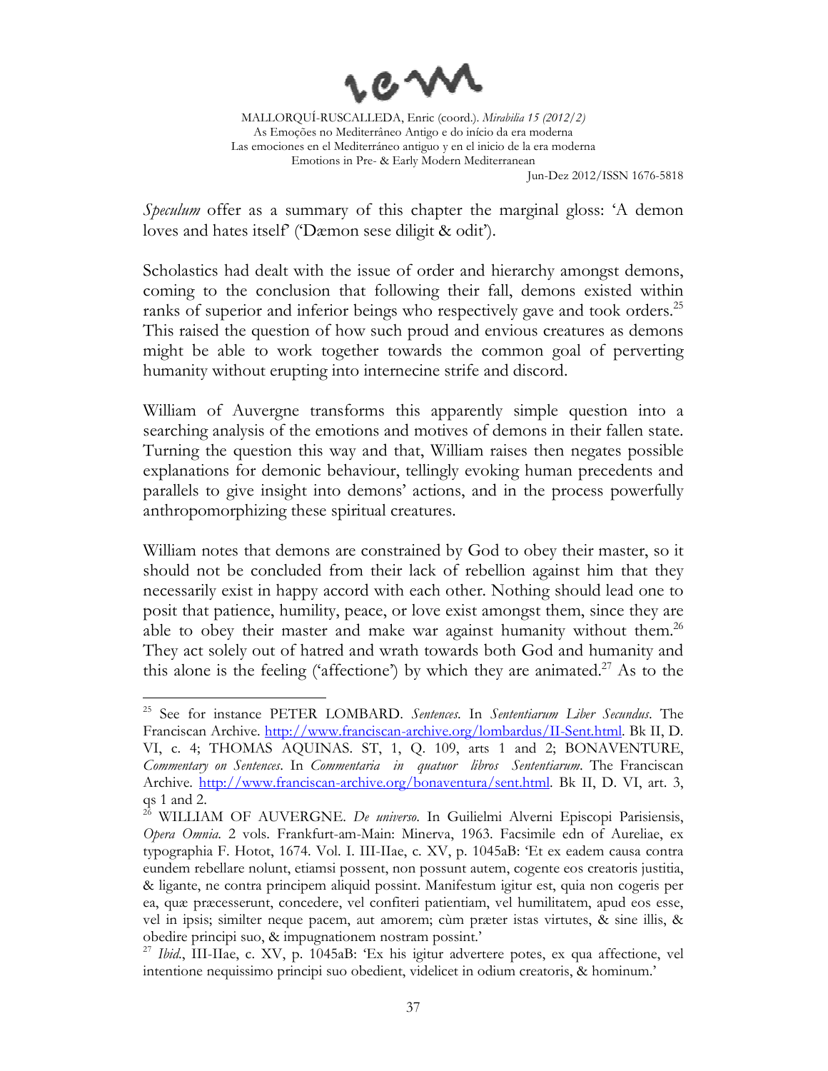*Speculum* offer as a summary of this chapter the marginal gloss: 'A demon loves and hates itself' ('Dæmon sese diligit & odit').

Scholastics had dealt with the issue of order and hierarchy amongst demons, coming to the conclusion that following their fall, demons existed within ranks of superior and inferior beings who respectively gave and took orders.[25] This raised the question of how such proud and envious creatures as demons might be able to work together towards the common goal of perverting humanity without erupting into internecine strife and discord.

William of Auvergne transforms this apparently simple question into a searching analysis of the emotions and motives of demons in their fallen state. Turning the question this way and that, William raises then negates possible explanations for demonic behaviour, tellingly evoking human precedents and parallels to give insight into demons' actions, and in the process powerfully anthropomorphizing these spiritual creatures.

William notes that demons are constrained by God to obey their master, so it should not be concluded from their lack of rebellion against him that they necessarily exist in happy accord with each other. Nothing should lead one to posit that patience, humility, peace, or love exist amongst them, since they are able to obey their master and make war against humanity without them.[26] They act solely out of hatred and wrath towards both God and humanity and this alone is the feeling ('affectione') by which they are animated.[27] As to the

---

[25] See for instance PETER LOMBARD. *Sentences*. In *Sententiarum Liber Secundus*. The Franciscan Archive. http://www.franciscan-archive.org/lombardus/II-Sent.html. Bk II, D. VI, c. 4; THOMAS AQUINAS. ST, 1, Q. 109, arts 1 and 2; BONAVENTURE, *Commentary on Sentences*. In *Commentaria in quatuor libros Sententiarum*. The Franciscan Archive. http://www.franciscan-archive.org/bonaventura/sent.html. Bk II, D. VI, art. 3, qs 1 and 2.

[26] WILLIAM OF AUVERGNE. *De universo*. In Guilielmi Alverni Episcopi Parisiensis, *Opera Omnia*. 2 vols. Frankfurt-am-Main: Minerva, 1963. Facsimile edn of Aureliae, ex typographia F. Hotot, 1674. Vol. I. III-IIae, c. XV, p. 1045aB: 'Et ex eadem causa contra eundem rebellare nolunt, etiamsi possent, non possunt autem, cogente eos creatoris justitia, & ligante, ne contra principem aliquid possint. Manifestum igitur est, quia non cogeris per ea, quæ præcesserunt, concedere, vel confiteri patientiam, vel humilitatem, apud eos esse, vel in ipsis; similter neque pacem, aut amorem; cùm præter istas virtutes, & sine illis, & obedire principi suo, & impugnationem nostram possint.'

[27] *Ibid.*, III-IIae, c. XV, p. 1045aB: 'Ex his igitur advertere potes, ex qua affectione, vel intentione nequissimo principi suo obedient, videlicet in odium creatoris, & hominum.'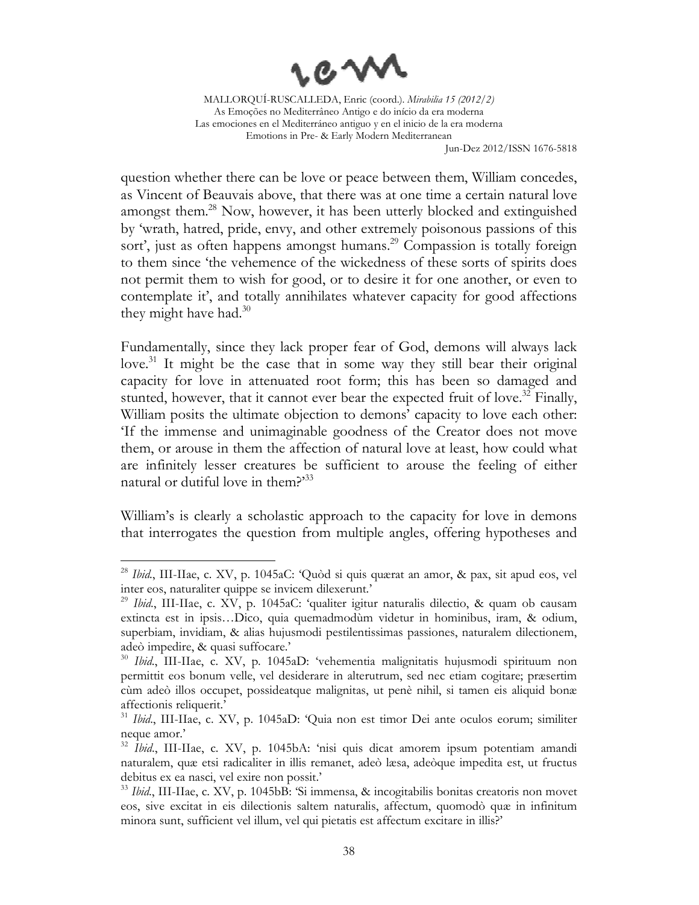question whether there can be love or peace between them, William concedes, as Vincent of Beauvais above, that there was at one time a certain natural love amongst them.[28] Now, however, it has been utterly blocked and extinguished by 'wrath, hatred, pride, envy, and other extremely poisonous passions of this sort', just as often happens amongst humans.[29] Compassion is totally foreign to them since 'the vehemence of the wickedness of these sorts of spirits does not permit them to wish for good, or to desire it for one another, or even to contemplate it', and totally annihilates whatever capacity for good affections they might have had.[30]

Fundamentally, since they lack proper fear of God, demons will always lack love.[31] It might be the case that in some way they still bear their original capacity for love in attenuated root form; this has been so damaged and stunted, however, that it cannot ever bear the expected fruit of love.[32] Finally, William posits the ultimate objection to demons' capacity to love each other: 'If the immense and unimaginable goodness of the Creator does not move them, or arouse in them the affection of natural love at least, how could what are infinitely lesser creatures be sufficient to arouse the feeling of either natural or dutiful love in them?'[33]

William's is clearly a scholastic approach to the capacity for love in demons that interrogates the question from multiple angles, offering hypotheses and

---

[28] *Ibid.*, III-IIae, c. XV, p. 1045aC: 'Quòd si quis quærat an amor, & pax, sit apud eos, vel inter eos, naturaliter quippe se invicem dilexerunt.'

[29] *Ibid.*, III-IIae, c. XV, p. 1045aC: 'qualiter igitur naturalis dilectio, & quam ob causam extincta est in ipsis…Dico, quia quemadmodùm videtur in hominibus, iram, & odium, superbiam, invidiam, & alias hujusmodi pestilentissimas passiones, naturalem dilectionem, adeò impedire, & quasi suffocare.'

[30] *Ibid.*, III-IIae, c. XV, p. 1045aD: 'vehementia malignitatis hujusmodi spirituum non permittit eos bonum velle, vel desiderare in alterutrum, sed nec etiam cogitare; præsertim cùm adeò illos occupet, possideatque malignitas, ut penè nihil, si tamen eis aliquid bonæ affectionis reliquerit.'

[31] *Ibid.*, III-IIae, c. XV, p. 1045aD: 'Quia non est timor Dei ante oculos eorum; similiter neque amor.'

[32] *Ibid.*, III-IIae, c. XV, p. 1045bA: 'nisi quis dicat amorem ipsum potentiam amandi naturalem, quæ etsi radicaliter in illis remanet, adeò læsa, adeòque impedita est, ut fructus debitus ex ea nasci, vel exire non possit.'

[33] *Ibid.*, III-IIae, c. XV, p. 1045bB: 'Si immensa, & incogitabilis bonitas creatoris non movet eos, sive excitat in eis dilectionis saltem naturalis, affectum, quomodò quæ in infinitum minora sunt, sufficient vel illum, vel qui pietatis est affectum excitare in illis?'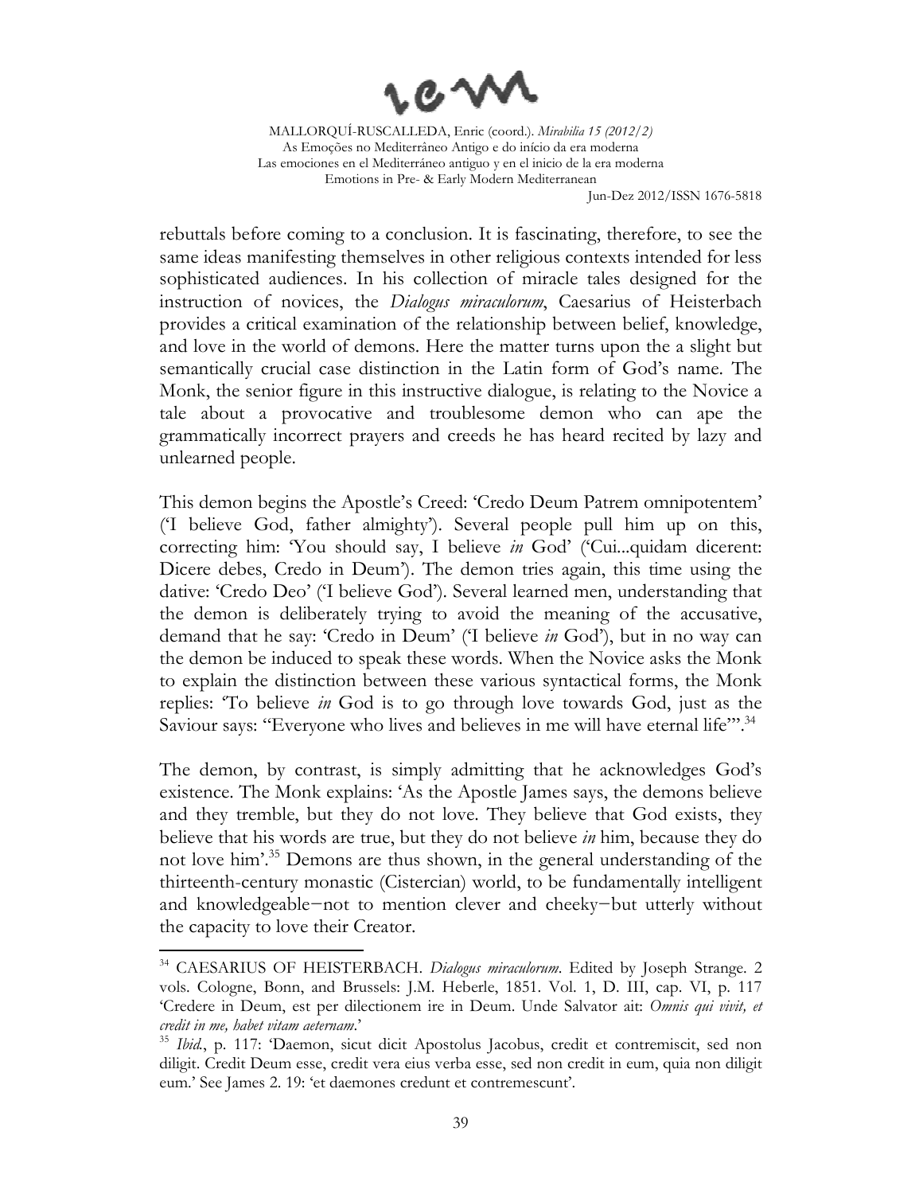rebuttals before coming to a conclusion. It is fascinating, therefore, to see the same ideas manifesting themselves in other religious contexts intended for less sophisticated audiences. In his collection of miracle tales designed for the instruction of novices, the *Dialogus miraculorum*, Caesarius of Heisterbach provides a critical examination of the relationship between belief, knowledge, and love in the world of demons. Here the matter turns upon the a slight but semantically crucial case distinction in the Latin form of God's name. The Monk, the senior figure in this instructive dialogue, is relating to the Novice a tale about a provocative and troublesome demon who can ape the grammatically incorrect prayers and creeds he has heard recited by lazy and unlearned people.

This demon begins the Apostle's Creed: 'Credo Deum Patrem omnipotentem' ('I believe God, father almighty'). Several people pull him up on this, correcting him: 'You should say, I believe *in* God' ('Cui...quidam dicerent: Dicere debes, Credo in Deum'). The demon tries again, this time using the dative: 'Credo Deo' ('I believe God'). Several learned men, understanding that the demon is deliberately trying to avoid the meaning of the accusative, demand that he say: 'Credo in Deum' ('I believe *in* God'), but in no way can the demon be induced to speak these words. When the Novice asks the Monk to explain the distinction between these various syntactical forms, the Monk replies: 'To believe *in* God is to go through love towards God, just as the Saviour says: "Everyone who lives and believes in me will have eternal life"'.[34]

The demon, by contrast, is simply admitting that he acknowledges God's existence. The Monk explains: 'As the Apostle James says, the demons believe and they tremble, but they do not love. They believe that God exists, they believe that his words are true, but they do not believe *in* him, because they do not love him'.[35] Demons are thus shown, in the general understanding of the thirteenth-century monastic (Cistercian) world, to be fundamentally intelligent and knowledgeable−not to mention clever and cheeky−but utterly without the capacity to love their Creator.

---

[34] CAESARIUS OF HEISTERBACH. *Dialogus miraculorum*. Edited by Joseph Strange. 2 vols. Cologne, Bonn, and Brussels: J.M. Heberle, 1851. Vol. 1, D. III, cap. VI, p. 117 'Credere in Deum, est per dilectionem ire in Deum. Unde Salvator ait: *Omnis qui vivit, et credit in me, habet vitam aeternam*.'

[35] *Ibid.*, p. 117: 'Daemon, sicut dicit Apostolus Jacobus, credit et contremiscit, sed non diligit. Credit Deum esse, credit vera eius verba esse, sed non credit in eum, quia non diligit eum.' See James 2. 19: 'et daemones credunt et contremescunt'.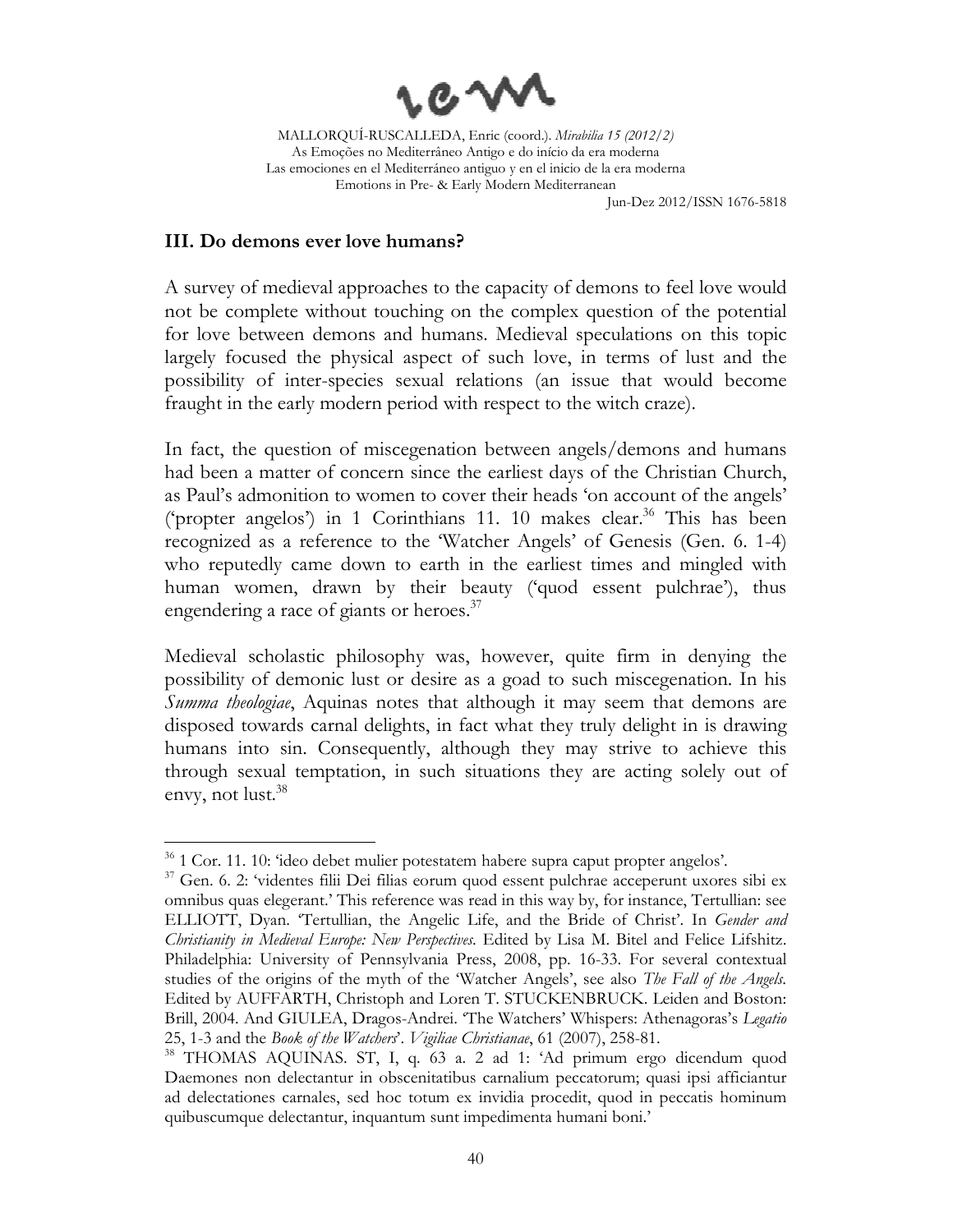## III. Do demons ever love humans?

A survey of medieval approaches to the capacity of demons to feel love would not be complete without touching on the complex question of the potential for love between demons and humans. Medieval speculations on this topic largely focused the physical aspect of such love, in terms of lust and the possibility of inter-species sexual relations (an issue that would become fraught in the early modern period with respect to the witch craze).

In fact, the question of miscegenation between angels/demons and humans had been a matter of concern since the earliest days of the Christian Church, as Paul's admonition to women to cover their heads 'on account of the angels' ('propter angelos') in 1 Corinthians 11. 10 makes clear.[36] This has been recognized as a reference to the 'Watcher Angels' of Genesis (Gen. 6. 1-4) who reputedly came down to earth in the earliest times and mingled with human women, drawn by their beauty ('quod essent pulchrae'), thus engendering a race of giants or heroes.[37]

Medieval scholastic philosophy was, however, quite firm in denying the possibility of demonic lust or desire as a goad to such miscegenation. In his *Summa theologiae*, Aquinas notes that although it may seem that demons are disposed towards carnal delights, in fact what they truly delight in is drawing humans into sin. Consequently, although they may strive to achieve this through sexual temptation, in such situations they are acting solely out of envy, not lust.[38]

---

[36] 1 Cor. 11. 10: 'ideo debet mulier potestatem habere supra caput propter angelos'.

[37] Gen. 6. 2: 'videntes filii Dei filias eorum quod essent pulchrae acceperunt uxores sibi ex omnibus quas elegerant.' This reference was read in this way by, for instance, Tertullian: see ELLIOTT, Dyan. 'Tertullian, the Angelic Life, and the Bride of Christ'. In *Gender and Christianity in Medieval Europe: New Perspectives*. Edited by Lisa M. Bitel and Felice Lifshitz. Philadelphia: University of Pennsylvania Press, 2008, pp. 16-33. For several contextual studies of the origins of the myth of the 'Watcher Angels', see also *The Fall of the Angels*. Edited by AUFFARTH, Christoph and Loren T. STUCKENBRUCK. Leiden and Boston: Brill, 2004. And GIULEA, Dragos-Andrei. 'The Watchers' Whispers: Athenagoras's *Legatio* 25, 1-3 and the *Book of the Watchers*'. *Vigiliae Christianae*, 61 (2007), 258-81.

[38] THOMAS AQUINAS. ST, I, q. 63 a. 2 ad 1: 'Ad primum ergo dicendum quod Daemones non delectantur in obscenitatibus carnalium peccatorum; quasi ipsi afficiantur ad delectationes carnales, sed hoc totum ex invidia procedit, quod in peccatis hominum quibuscumque delectantur, inquantum sunt impedimenta humani boni.'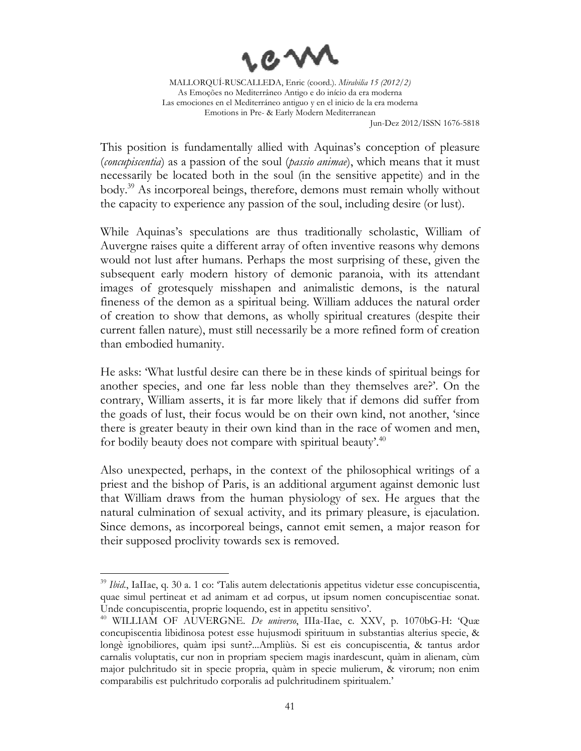This position is fundamentally allied with Aquinas's conception of pleasure (*concupiscentia*) as a passion of the soul (*passio animae*), which means that it must necessarily be located both in the soul (in the sensitive appetite) and in the body.[39] As incorporeal beings, therefore, demons must remain wholly without the capacity to experience any passion of the soul, including desire (or lust).

While Aquinas's speculations are thus traditionally scholastic, William of Auvergne raises quite a different array of often inventive reasons why demons would not lust after humans. Perhaps the most surprising of these, given the subsequent early modern history of demonic paranoia, with its attendant images of grotesquely misshapen and animalistic demons, is the natural fineness of the demon as a spiritual being. William adduces the natural order of creation to show that demons, as wholly spiritual creatures (despite their current fallen nature), must still necessarily be a more refined form of creation than embodied humanity.

He asks: 'What lustful desire can there be in these kinds of spiritual beings for another species, and one far less noble than they themselves are?'. On the contrary, William asserts, it is far more likely that if demons did suffer from the goads of lust, their focus would be on their own kind, not another, 'since there is greater beauty in their own kind than in the race of women and men, for bodily beauty does not compare with spiritual beauty'.[40]

Also unexpected, perhaps, in the context of the philosophical writings of a priest and the bishop of Paris, is an additional argument against demonic lust that William draws from the human physiology of sex. He argues that the natural culmination of sexual activity, and its primary pleasure, is ejaculation. Since demons, as incorporeal beings, cannot emit semen, a major reason for their supposed proclivity towards sex is removed.

---

[39] *Ibid.*, IaIIae, q. 30 a. 1 co: 'Talis autem delectationis appetitus videtur esse concupiscentia, quae simul pertineat et ad animam et ad corpus, ut ipsum nomen concupiscentiae sonat. Unde concupiscentia, proprie loquendo, est in appetitu sensitivo'.

[40] WILLIAM OF AUVERGNE. *De universo*, IIIa-IIae, c. XXV, p. 1070bG-H: 'Quæ concupiscentia libidinosa potest esse hujusmodi spirituum in substantias alterius specie, & longè ignobiliores, quàm ipsi sunt?...Ampliùs. Si est eis concupiscentia, & tantus ardor carnalis voluptatis, cur non in propriam speciem magis inardescunt, quàm in alienam, cùm major pulchritudo sit in specie propria, quàm in specie mulierum, & virorum; non enim comparabilis est pulchritudo corporalis ad pulchritudinem spiritualem.'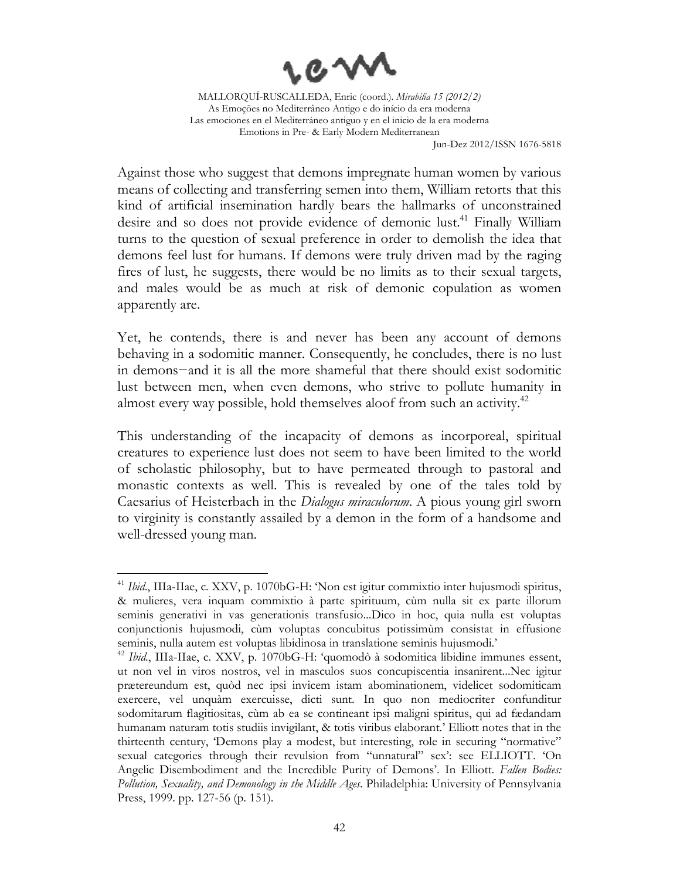Against those who suggest that demons impregnate human women by various means of collecting and transferring semen into them, William retorts that this kind of artificial insemination hardly bears the hallmarks of unconstrained desire and so does not provide evidence of demonic lust.[41] Finally William turns to the question of sexual preference in order to demolish the idea that demons feel lust for humans. If demons were truly driven mad by the raging fires of lust, he suggests, there would be no limits as to their sexual targets, and males would be as much at risk of demonic copulation as women apparently are.

Yet, he contends, there is and never has been any account of demons behaving in a sodomitic manner. Consequently, he concludes, there is no lust in demons−and it is all the more shameful that there should exist sodomitic lust between men, when even demons, who strive to pollute humanity in almost every way possible, hold themselves aloof from such an activity.[42]

This understanding of the incapacity of demons as incorporeal, spiritual creatures to experience lust does not seem to have been limited to the world of scholastic philosophy, but to have permeated through to pastoral and monastic contexts as well. This is revealed by one of the tales told by Caesarius of Heisterbach in the *Dialogus miraculorum*. A pious young girl sworn to virginity is constantly assailed by a demon in the form of a handsome and well-dressed young man.

---

[41] *Ibid*., IIIa-IIae, c. XXV, p. 1070bG-H: 'Non est igitur commixtio inter hujusmodi spiritus, & mulieres, vera inquam commixtio à parte spirituum, cùm nulla sit ex parte illorum seminis generativi in vas generationis transfusio...Dico in hoc, quia nulla est voluptas conjunctionis hujusmodi, cùm voluptas concubitus potissimùm consistat in effusione seminis, nulla autem est voluptas libidinosa in translatione seminis hujusmodi.'

[42] *Ibid*., IIIa-IIae, c. XXV, p. 1070bG-H: 'quomodò à sodomitica libidine immunes essent, ut non vel in viros nostros, vel in masculos suos concupiscentia insanirent...Nec igitur prætereundum est, quòd nec ipsi invicem istam abominationem, videlicet sodomiticam exercere, vel unquàm exercuisse, dicti sunt. In quo non mediocriter confunditur sodomitarum flagitiositas, cùm ab ea se contineant ipsi maligni spiritus, qui ad fædandam humanam naturam totis studiis invigilant, & totis viribus elaborant.' Elliott notes that in the thirteenth century, 'Demons play a modest, but interesting, role in securing "normative" sexual categories through their revulsion from "unnatural" sex': see ELLIOTT. 'On Angelic Disembodiment and the Incredible Purity of Demons'. In Elliott. *Fallen Bodies: Pollution, Sexuality, and Demonology in the Middle Ages*. Philadelphia: University of Pennsylvania Press, 1999. pp. 127-56 (p. 151).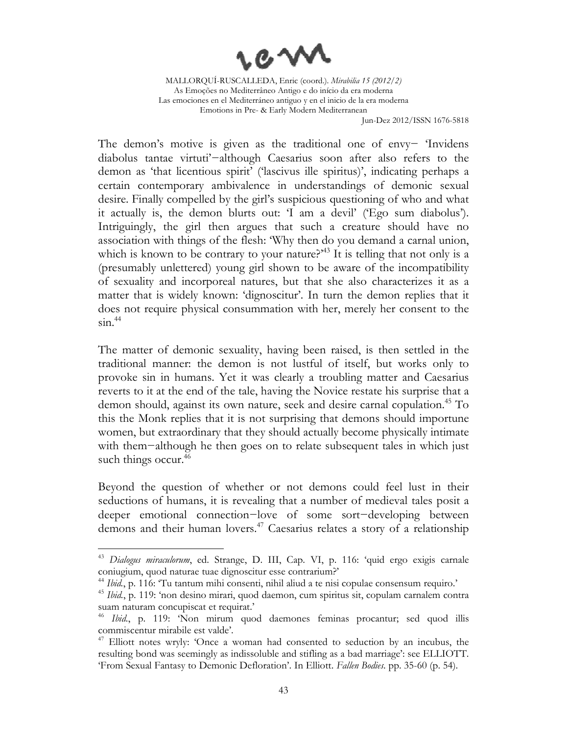The demon's motive is given as the traditional one of envy− 'Invidens diabolus tantae virtuti'−although Caesarius soon after also refers to the demon as 'that licentious spirit' ('lascivus ille spiritus)', indicating perhaps a certain contemporary ambivalence in understandings of demonic sexual desire. Finally compelled by the girl's suspicious questioning of who and what it actually is, the demon blurts out: 'I am a devil' ('Ego sum diabolus'). Intriguingly, the girl then argues that such a creature should have no association with things of the flesh: 'Why then do you demand a carnal union, which is known to be contrary to your nature?'[43] It is telling that not only is a (presumably unlettered) young girl shown to be aware of the incompatibility of sexuality and incorporeal natures, but that she also characterizes it as a matter that is widely known: 'dignoscitur'. In turn the demon replies that it does not require physical consummation with her, merely her consent to the sin.[44]

The matter of demonic sexuality, having been raised, is then settled in the traditional manner: the demon is not lustful of itself, but works only to provoke sin in humans. Yet it was clearly a troubling matter and Caesarius reverts to it at the end of the tale, having the Novice restate his surprise that a demon should, against its own nature, seek and desire carnal copulation.[45] To this the Monk replies that it is not surprising that demons should importune women, but extraordinary that they should actually become physically intimate with them−although he then goes on to relate subsequent tales in which just such things occur.[46]

Beyond the question of whether or not demons could feel lust in their seductions of humans, it is revealing that a number of medieval tales posit a deeper emotional connection−love of some sort−developing between demons and their human lovers.[47] Caesarius relates a story of a relationship

---

[43] *Dialogus miraculorum*, ed. Strange, D. III, Cap. VI, p. 116: 'quid ergo exigis carnale coniugium, quod naturae tuae dignoscitur esse contrarium?'

[44] *Ibid.*, p. 116: 'Tu tantum mihi consenti, nihil aliud a te nisi copulae consensum requiro.'

[45] *Ibid.*, p. 119: 'non desino mirari, quod daemon, cum spiritus sit, copulam carnalem contra suam naturam concupiscat et requirat.'

[46] *Ibid.*, p. 119: 'Non mirum quod daemones feminas procantur; sed quod illis commiscentur mirabile est valde'.

[47] Elliott notes wryly: 'Once a woman had consented to seduction by an incubus, the resulting bond was seemingly as indissoluble and stifling as a bad marriage': see ELLIOTT. 'From Sexual Fantasy to Demonic Defloration'. In Elliott. *Fallen Bodies*. pp. 35-60 (p. 54).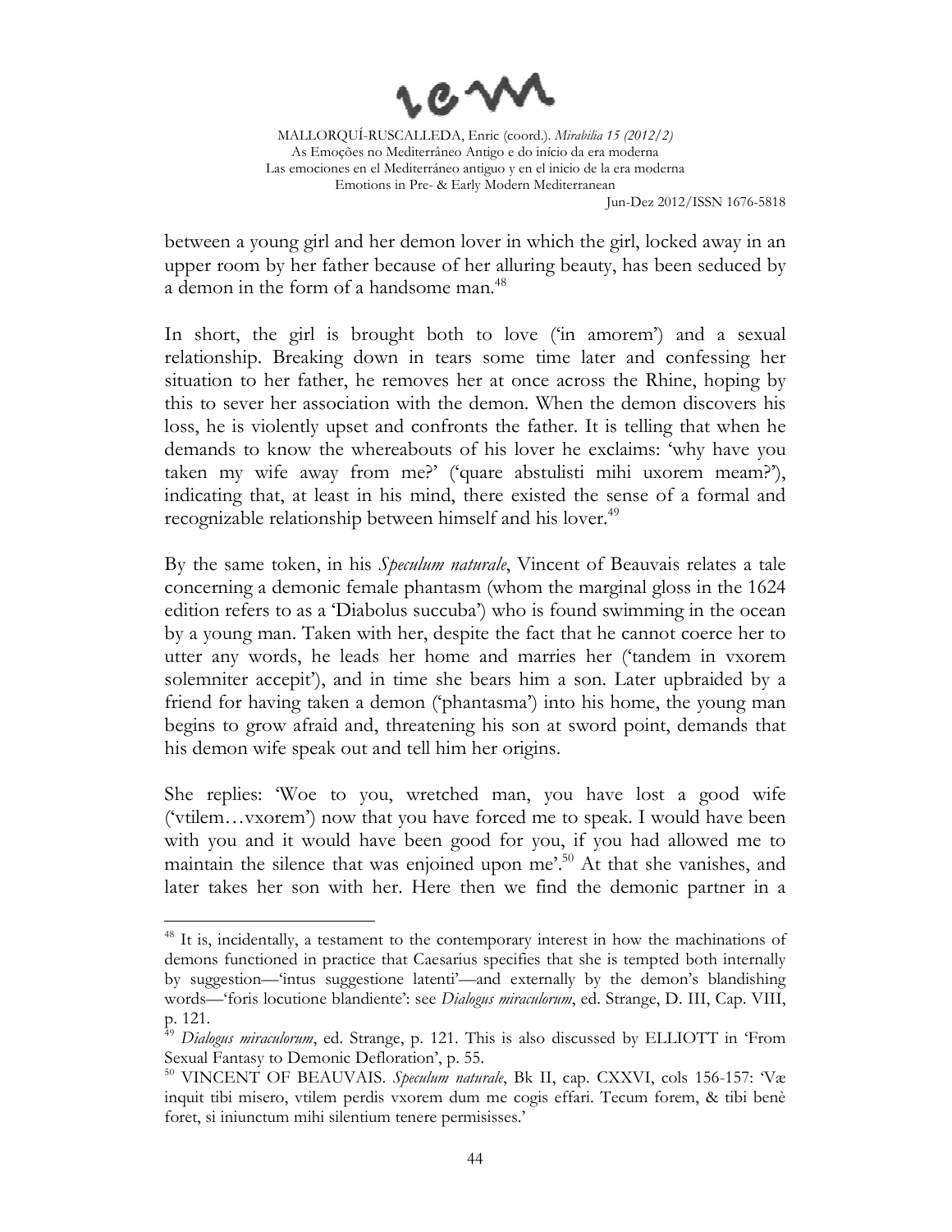between a young girl and her demon lover in which the girl, locked away in an upper room by her father because of her alluring beauty, has been seduced by a demon in the form of a handsome man.[48]

In short, the girl is brought both to love ('in amorem') and a sexual relationship. Breaking down in tears some time later and confessing her situation to her father, he removes her at once across the Rhine, hoping by this to sever her association with the demon. When the demon discovers his loss, he is violently upset and confronts the father. It is telling that when he demands to know the whereabouts of his lover he exclaims: 'why have you taken my wife away from me?' ('quare abstulisti mihi uxorem meam?'), indicating that, at least in his mind, there existed the sense of a formal and recognizable relationship between himself and his lover.[49]

By the same token, in his *Speculum naturale*, Vincent of Beauvais relates a tale concerning a demonic female phantasm (whom the marginal gloss in the 1624 edition refers to as a 'Diabolus succuba') who is found swimming in the ocean by a young man. Taken with her, despite the fact that he cannot coerce her to utter any words, he leads her home and marries her ('tandem in vxorem solemniter accepit'), and in time she bears him a son. Later upbraided by a friend for having taken a demon ('phantasma') into his home, the young man begins to grow afraid and, threatening his son at sword point, demands that his demon wife speak out and tell him her origins.

She replies: 'Woe to you, wretched man, you have lost a good wife ('vtilem…vxorem') now that you have forced me to speak. I would have been with you and it would have been good for you, if you had allowed me to maintain the silence that was enjoined upon me'.[50] At that she vanishes, and later takes her son with her. Here then we find the demonic partner in a

---

[48] It is, incidentally, a testament to the contemporary interest in how the machinations of demons functioned in practice that Caesarius specifies that she is tempted both internally by suggestion—'intus suggestione latenti'—and externally by the demon's blandishing words—'foris locutione blandiente': see *Dialogus miraculorum*, ed. Strange, D. III, Cap. VIII, p. 121.

[49] *Dialogus miraculorum*, ed. Strange, p. 121. This is also discussed by ELLIOTT in 'From Sexual Fantasy to Demonic Defloration', p. 55.

[50] VINCENT OF BEAUVAIS. *Speculum naturale*, Bk II, cap. CXXVI, cols 156-157: 'Væ inquit tibi misero, vtilem perdis vxorem dum me cogis effari. Tecum forem, & tibi benè foret, si iniunctum mihi silentium tenere permisisses.'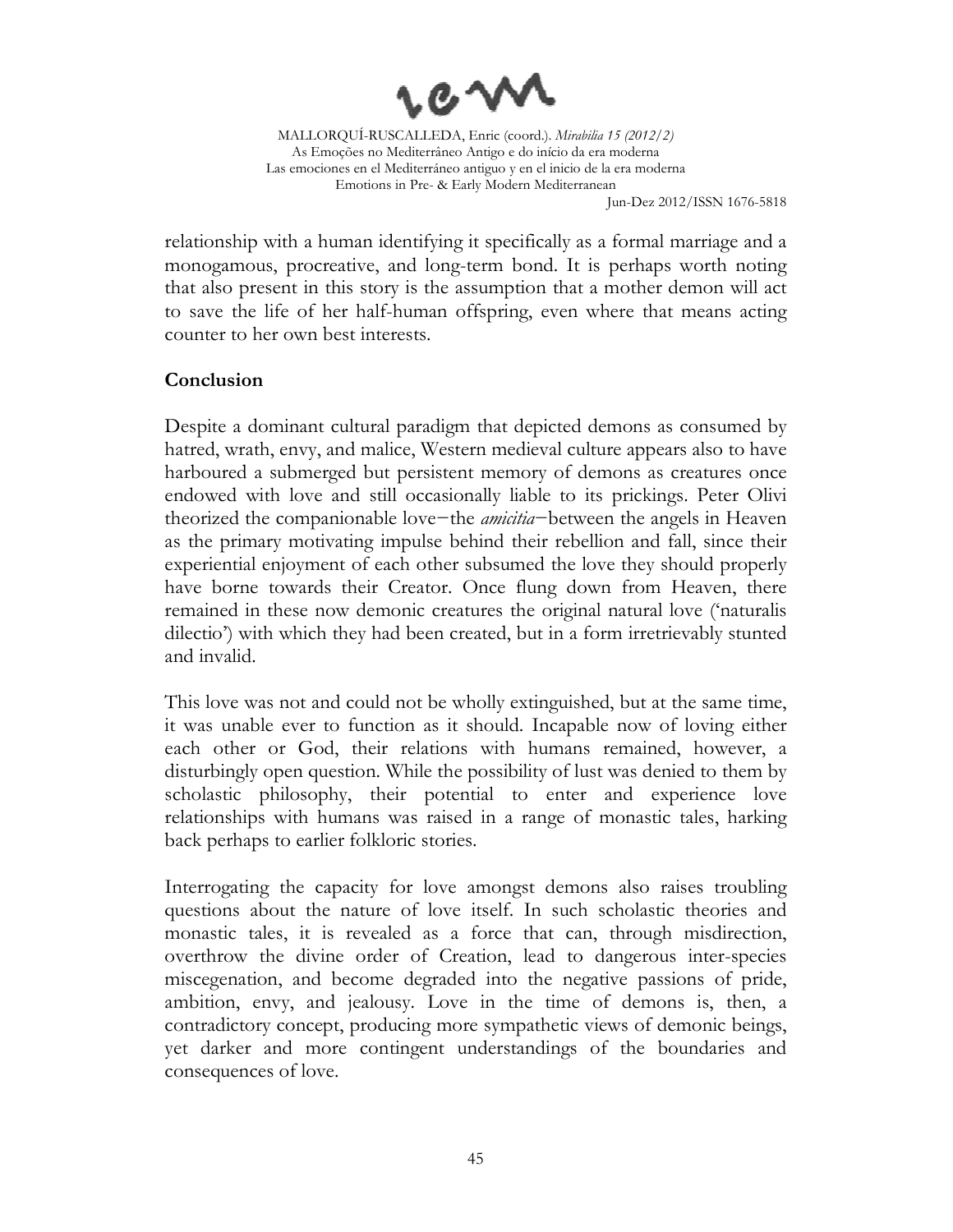relationship with a human identifying it specifically as a formal marriage and a monogamous, procreative, and long-term bond. It is perhaps worth noting that also present in this story is the assumption that a mother demon will act to save the life of her half-human offspring, even where that means acting counter to her own best interests.

## Conclusion

Despite a dominant cultural paradigm that depicted demons as consumed by hatred, wrath, envy, and malice, Western medieval culture appears also to have harboured a submerged but persistent memory of demons as creatures once endowed with love and still occasionally liable to its prickings. Peter Olivi theorized the companionable love−the *amicitia*−between the angels in Heaven as the primary motivating impulse behind their rebellion and fall, since their experiential enjoyment of each other subsumed the love they should properly have borne towards their Creator. Once flung down from Heaven, there remained in these now demonic creatures the original natural love ('naturalis dilectio') with which they had been created, but in a form irretrievably stunted and invalid.

This love was not and could not be wholly extinguished, but at the same time, it was unable ever to function as it should. Incapable now of loving either each other or God, their relations with humans remained, however, a disturbingly open question. While the possibility of lust was denied to them by scholastic philosophy, their potential to enter and experience love relationships with humans was raised in a range of monastic tales, harking back perhaps to earlier folkloric stories.

Interrogating the capacity for love amongst demons also raises troubling questions about the nature of love itself. In such scholastic theories and monastic tales, it is revealed as a force that can, through misdirection, overthrow the divine order of Creation, lead to dangerous inter-species miscegenation, and become degraded into the negative passions of pride, ambition, envy, and jealousy. Love in the time of demons is, then, a contradictory concept, producing more sympathetic views of demonic beings, yet darker and more contingent understandings of the boundaries and consequences of love.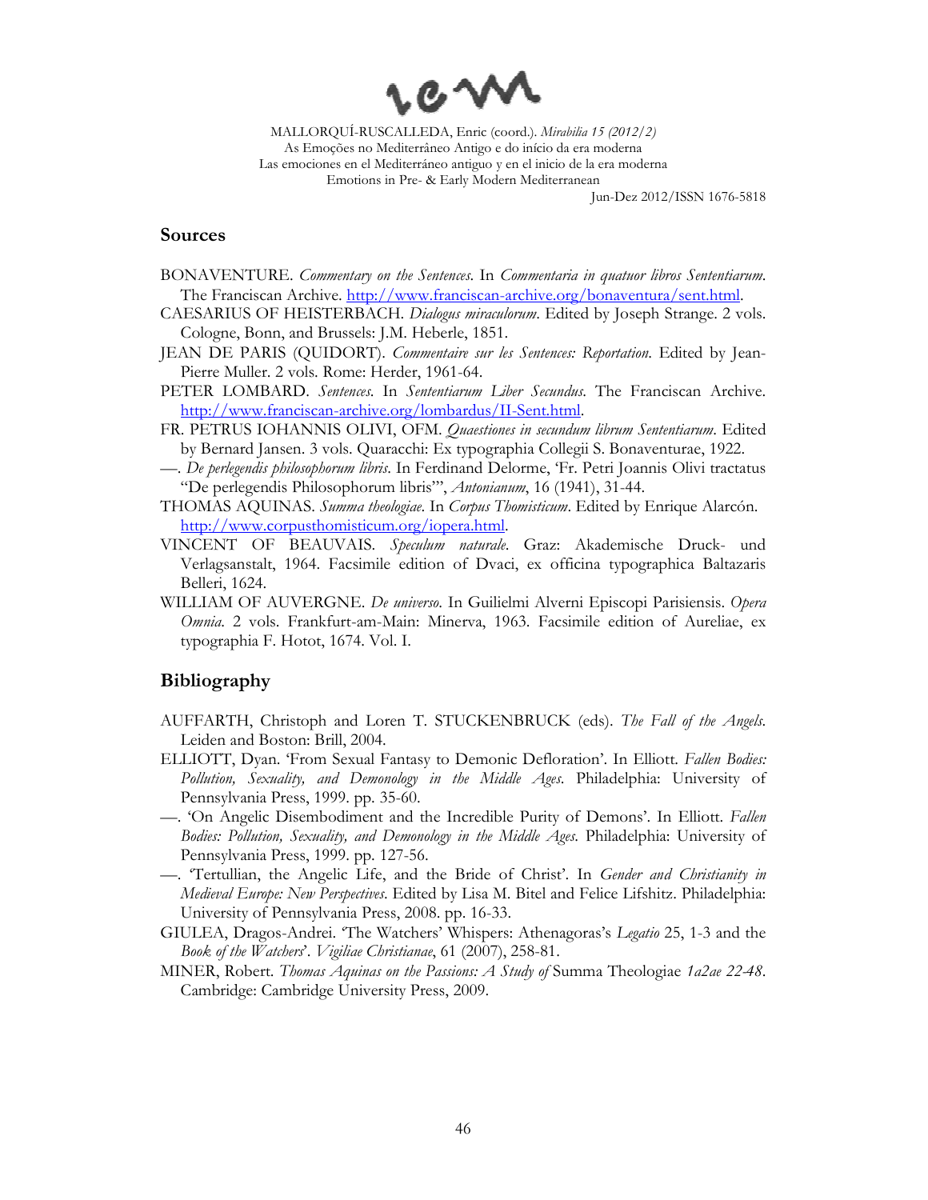## Sources

BONAVENTURE. *Commentary on the Sentences*. In *Commentaria in quatuor libros Sententiarum*. The Franciscan Archive. http://www.franciscan-archive.org/bonaventura/sent.html.

CAESARIUS OF HEISTERBACH. *Dialogus miraculorum*. Edited by Joseph Strange. 2 vols. Cologne, Bonn, and Brussels: J.M. Heberle, 1851.

JEAN DE PARIS (QUIDORT). *Commentaire sur les Sentences: Reportation*. Edited by Jean-Pierre Muller. 2 vols. Rome: Herder, 1961-64.

PETER LOMBARD. *Sentences*. In *Sententiarum Liber Secundus*. The Franciscan Archive. http://www.franciscan-archive.org/lombardus/II-Sent.html.

FR. PETRUS IOHANNIS OLIVI, OFM. *Quaestiones in secundum librum Sententiarum*. Edited by Bernard Jansen. 3 vols. Quaracchi: Ex typographia Collegii S. Bonaventurae, 1922.

—. *De perlegendis philosophorum libris*. In Ferdinand Delorme, 'Fr. Petri Joannis Olivi tractatus "De perlegendis Philosophorum libris"', *Antonianum*, 16 (1941), 31-44.

THOMAS AQUINAS. *Summa theologiae*. In *Corpus Thomisticum*. Edited by Enrique Alarcón. http://www.corpusthomisticum.org/iopera.html.

VINCENT OF BEAUVAIS. *Speculum naturale*. Graz: Akademische Druck- und Verlagsanstalt, 1964. Facsimile edition of Dvaci, ex officina typographica Baltazaris Belleri, 1624.

WILLIAM OF AUVERGNE. *De universo*. In Guilielmi Alverni Episcopi Parisiensis. *Opera Omnia*. 2 vols. Frankfurt-am-Main: Minerva, 1963. Facsimile edition of Aureliae, ex typographia F. Hotot, 1674. Vol. I.

## Bibliography

AUFFARTH, Christoph and Loren T. STUCKENBRUCK (eds). *The Fall of the Angels*. Leiden and Boston: Brill, 2004.

ELLIOTT, Dyan. 'From Sexual Fantasy to Demonic Defloration'. In Elliott. *Fallen Bodies: Pollution, Sexuality, and Demonology in the Middle Ages*. Philadelphia: University of Pennsylvania Press, 1999. pp. 35-60.

—. 'On Angelic Disembodiment and the Incredible Purity of Demons'. In Elliott. *Fallen Bodies: Pollution, Sexuality, and Demonology in the Middle Ages*. Philadelphia: University of Pennsylvania Press, 1999. pp. 127-56.

—. 'Tertullian, the Angelic Life, and the Bride of Christ'. In *Gender and Christianity in Medieval Europe: New Perspectives*. Edited by Lisa M. Bitel and Felice Lifshitz. Philadelphia: University of Pennsylvania Press, 2008. pp. 16-33.

GIULEA, Dragos-Andrei. 'The Watchers' Whispers: Athenagoras's *Legatio* 25, 1-3 and the *Book of the Watchers*'. *Vigiliae Christianae*, 61 (2007), 258-81.

MINER, Robert. *Thomas Aquinas on the Passions: A Study of* Summa Theologiae *1a2ae 22-48*. Cambridge: Cambridge University Press, 2009.